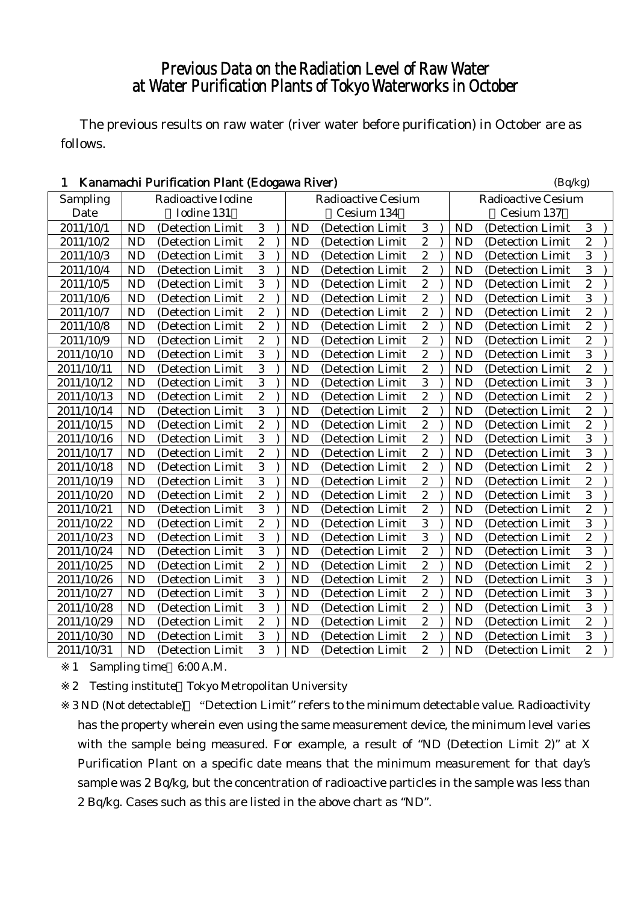# Previous Data on the Radiation Level of Raw Water at Water Purification Plants of Tokyo Waterworks in October

The previous results on raw water (river water before purification) in October are as follows.

## 1 Kanamachi Purification Plant (Edogawa River)

(Bq/kg)

| Sampling Date | Radioactive Iodine (Iodine 131) | Radioactive Cesium (Cesium 134) | Radioactive Cesium (Cesium 137) |
|---|---|---|---|
| 2011/10/1 | ND (Detection Limit 3 ) | ND (Detection Limit 3 ) | ND (Detection Limit 3 ) |
| 2011/10/2 | ND (Detection Limit 2 ) | ND (Detection Limit 2 ) | ND (Detection Limit 2 ) |
| 2011/10/3 | ND (Detection Limit 3 ) | ND (Detection Limit 2 ) | ND (Detection Limit 3 ) |
| 2011/10/4 | ND (Detection Limit 3 ) | ND (Detection Limit 2 ) | ND (Detection Limit 3 ) |
| 2011/10/5 | ND (Detection Limit 3 ) | ND (Detection Limit 2 ) | ND (Detection Limit 2 ) |
| 2011/10/6 | ND (Detection Limit 2 ) | ND (Detection Limit 2 ) | ND (Detection Limit 3 ) |
| 2011/10/7 | ND (Detection Limit 2 ) | ND (Detection Limit 2 ) | ND (Detection Limit 2 ) |
| 2011/10/8 | ND (Detection Limit 2 ) | ND (Detection Limit 2 ) | ND (Detection Limit 2 ) |
| 2011/10/9 | ND (Detection Limit 2 ) | ND (Detection Limit 2 ) | ND (Detection Limit 2 ) |
| 2011/10/10 | ND (Detection Limit 3 ) | ND (Detection Limit 2 ) | ND (Detection Limit 3 ) |
| 2011/10/11 | ND (Detection Limit 3 ) | ND (Detection Limit 2 ) | ND (Detection Limit 2 ) |
| 2011/10/12 | ND (Detection Limit 3 ) | ND (Detection Limit 3 ) | ND (Detection Limit 3 ) |
| 2011/10/13 | ND (Detection Limit 2 ) | ND (Detection Limit 2 ) | ND (Detection Limit 2 ) |
| 2011/10/14 | ND (Detection Limit 3 ) | ND (Detection Limit 2 ) | ND (Detection Limit 2 ) |
| 2011/10/15 | ND (Detection Limit 2 ) | ND (Detection Limit 2 ) | ND (Detection Limit 2 ) |
| 2011/10/16 | ND (Detection Limit 3 ) | ND (Detection Limit 2 ) | ND (Detection Limit 3 ) |
| 2011/10/17 | ND (Detection Limit 2 ) | ND (Detection Limit 2 ) | ND (Detection Limit 3 ) |
| 2011/10/18 | ND (Detection Limit 3 ) | ND (Detection Limit 2 ) | ND (Detection Limit 2 ) |
| 2011/10/19 | ND (Detection Limit 3 ) | ND (Detection Limit 2 ) | ND (Detection Limit 2 ) |
| 2011/10/20 | ND (Detection Limit 2 ) | ND (Detection Limit 2 ) | ND (Detection Limit 3 ) |
| 2011/10/21 | ND (Detection Limit 3 ) | ND (Detection Limit 2 ) | ND (Detection Limit 2 ) |
| 2011/10/22 | ND (Detection Limit 2 ) | ND (Detection Limit 3 ) | ND (Detection Limit 3 ) |
| 2011/10/23 | ND (Detection Limit 3 ) | ND (Detection Limit 3 ) | ND (Detection Limit 2 ) |
| 2011/10/24 | ND (Detection Limit 3 ) | ND (Detection Limit 2 ) | ND (Detection Limit 3 ) |
| 2011/10/25 | ND (Detection Limit 2 ) | ND (Detection Limit 2 ) | ND (Detection Limit 2 ) |
| 2011/10/26 | ND (Detection Limit 3 ) | ND (Detection Limit 2 ) | ND (Detection Limit 3 ) |
| 2011/10/27 | ND (Detection Limit 3 ) | ND (Detection Limit 2 ) | ND (Detection Limit 3 ) |
| 2011/10/28 | ND (Detection Limit 3 ) | ND (Detection Limit 2 ) | ND (Detection Limit 3 ) |
| 2011/10/29 | ND (Detection Limit 2 ) | ND (Detection Limit 2 ) | ND (Detection Limit 2 ) |
| 2011/10/30 | ND (Detection Limit 3 ) | ND (Detection Limit 2 ) | ND (Detection Limit 3 ) |
| 2011/10/31 | ND (Detection Limit 3 ) | ND (Detection Limit 2 ) | ND (Detection Limit 2 ) |

※1 Sampling time 6:00 A.M.

※2 Testing institute Tokyo Metropolitan University

※3 ND (Not detectable) "Detection Limit" refers to the minimum detectable value. Radioactivity has the property wherein even using the same measurement device, the minimum level varies with the sample being measured. For example, a result of "ND (Detection Limit 2)" at X Purification Plant on a specific date means that the minimum measurement for that day's sample was 2 Bq/kg, but the concentration of radioactive particles in the sample was less than 2 Bq/kg. Cases such as this are listed in the above chart as "ND".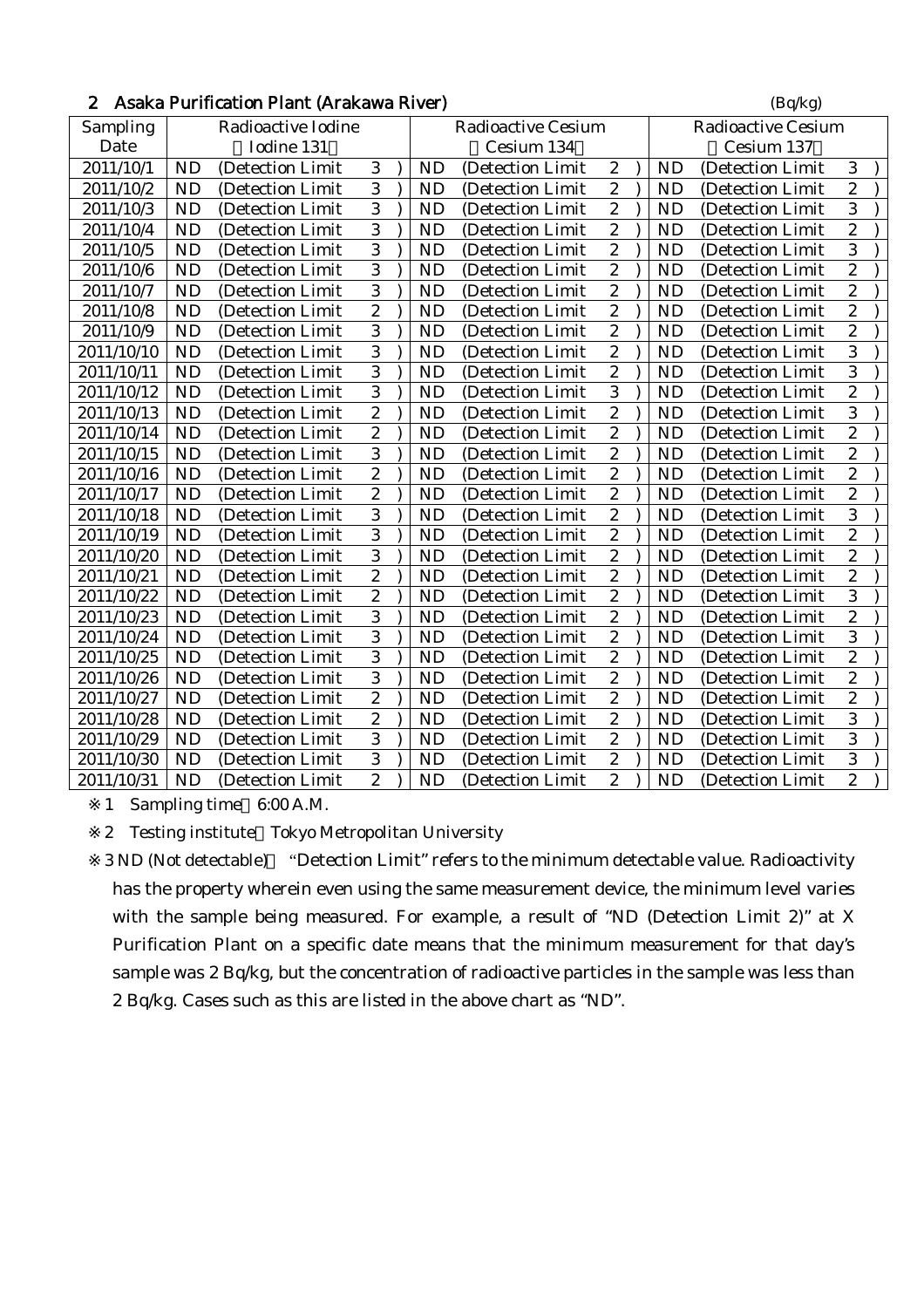## 2 Asaka Purification Plant (Arakawa River)

(Bq/kg)

| Sampling Date | Radioactive Iodine (Iodine 131) | Radioactive Cesium (Cesium 134) | Radioactive Cesium (Cesium 137) |
|---|---|---|---|
| 2011/10/1 | ND (Detection Limit 3) | ND (Detection Limit 2) | ND (Detection Limit 3) |
| 2011/10/2 | ND (Detection Limit 3) | ND (Detection Limit 2) | ND (Detection Limit 2) |
| 2011/10/3 | ND (Detection Limit 3) | ND (Detection Limit 2) | ND (Detection Limit 3) |
| 2011/10/4 | ND (Detection Limit 3) | ND (Detection Limit 2) | ND (Detection Limit 2) |
| 2011/10/5 | ND (Detection Limit 3) | ND (Detection Limit 2) | ND (Detection Limit 3) |
| 2011/10/6 | ND (Detection Limit 3) | ND (Detection Limit 2) | ND (Detection Limit 2) |
| 2011/10/7 | ND (Detection Limit 3) | ND (Detection Limit 2) | ND (Detection Limit 2) |
| 2011/10/8 | ND (Detection Limit 2) | ND (Detection Limit 2) | ND (Detection Limit 2) |
| 2011/10/9 | ND (Detection Limit 3) | ND (Detection Limit 2) | ND (Detection Limit 2) |
| 2011/10/10 | ND (Detection Limit 3) | ND (Detection Limit 2) | ND (Detection Limit 3) |
| 2011/10/11 | ND (Detection Limit 3) | ND (Detection Limit 2) | ND (Detection Limit 3) |
| 2011/10/12 | ND (Detection Limit 3) | ND (Detection Limit 3) | ND (Detection Limit 2) |
| 2011/10/13 | ND (Detection Limit 2) | ND (Detection Limit 2) | ND (Detection Limit 3) |
| 2011/10/14 | ND (Detection Limit 2) | ND (Detection Limit 2) | ND (Detection Limit 2) |
| 2011/10/15 | ND (Detection Limit 3) | ND (Detection Limit 2) | ND (Detection Limit 2) |
| 2011/10/16 | ND (Detection Limit 2) | ND (Detection Limit 2) | ND (Detection Limit 2) |
| 2011/10/17 | ND (Detection Limit 2) | ND (Detection Limit 2) | ND (Detection Limit 2) |
| 2011/10/18 | ND (Detection Limit 3) | ND (Detection Limit 2) | ND (Detection Limit 3) |
| 2011/10/19 | ND (Detection Limit 3) | ND (Detection Limit 2) | ND (Detection Limit 2) |
| 2011/10/20 | ND (Detection Limit 3) | ND (Detection Limit 2) | ND (Detection Limit 2) |
| 2011/10/21 | ND (Detection Limit 2) | ND (Detection Limit 2) | ND (Detection Limit 2) |
| 2011/10/22 | ND (Detection Limit 2) | ND (Detection Limit 2) | ND (Detection Limit 3) |
| 2011/10/23 | ND (Detection Limit 3) | ND (Detection Limit 2) | ND (Detection Limit 2) |
| 2011/10/24 | ND (Detection Limit 3) | ND (Detection Limit 2) | ND (Detection Limit 3) |
| 2011/10/25 | ND (Detection Limit 3) | ND (Detection Limit 2) | ND (Detection Limit 2) |
| 2011/10/26 | ND (Detection Limit 3) | ND (Detection Limit 2) | ND (Detection Limit 2) |
| 2011/10/27 | ND (Detection Limit 2) | ND (Detection Limit 2) | ND (Detection Limit 2) |
| 2011/10/28 | ND (Detection Limit 2) | ND (Detection Limit 2) | ND (Detection Limit 3) |
| 2011/10/29 | ND (Detection Limit 3) | ND (Detection Limit 2) | ND (Detection Limit 3) |
| 2011/10/30 | ND (Detection Limit 3) | ND (Detection Limit 2) | ND (Detection Limit 3) |
| 2011/10/31 | ND (Detection Limit 2) | ND (Detection Limit 2) | ND (Detection Limit 2) |

※1 Sampling time 6:00 A.M.

※2 Testing institute Tokyo Metropolitan University

※3 ND (Not detectable) "Detection Limit" refers to the minimum detectable value. Radioactivity has the property wherein even using the same measurement device, the minimum level varies with the sample being measured. For example, a result of "ND (Detection Limit 2)" at X Purification Plant on a specific date means that the minimum measurement for that day's sample was 2 Bq/kg, but the concentration of radioactive particles in the sample was less than 2 Bq/kg. Cases such as this are listed in the above chart as "ND".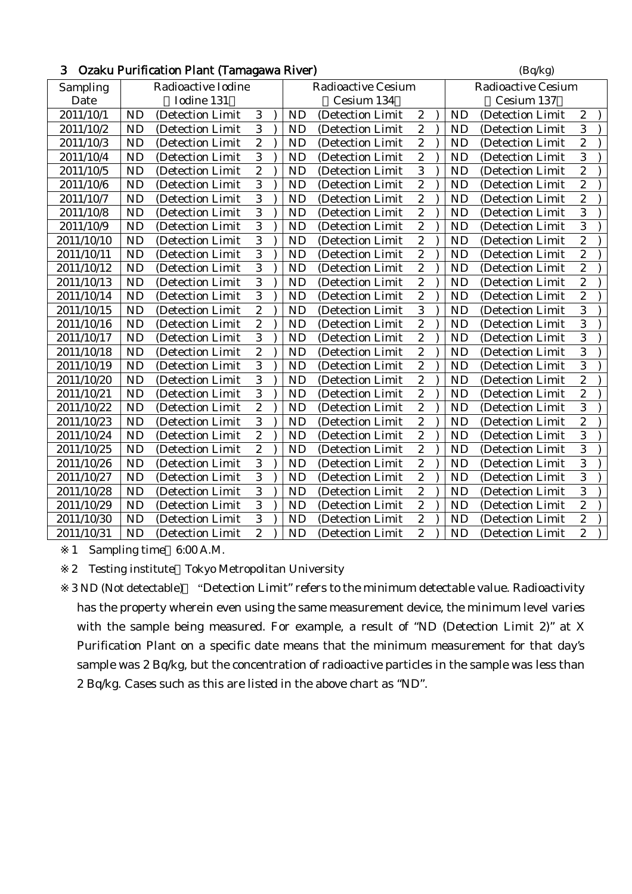## 3 Ozaku Purification Plant (Tamagawa River)

(Bq/kg)

| Sampling Date | Radioactive Iodine (Iodine 131) | Radioactive Cesium (Cesium 134) | Radioactive Cesium (Cesium 137) |
|---|---|---|---|
| 2011/10/1 | ND (Detection Limit 3) | ND (Detection Limit 2) | ND (Detection Limit 2) |
| 2011/10/2 | ND (Detection Limit 3) | ND (Detection Limit 2) | ND (Detection Limit 3) |
| 2011/10/3 | ND (Detection Limit 2) | ND (Detection Limit 2) | ND (Detection Limit 2) |
| 2011/10/4 | ND (Detection Limit 3) | ND (Detection Limit 2) | ND (Detection Limit 3) |
| 2011/10/5 | ND (Detection Limit 2) | ND (Detection Limit 3) | ND (Detection Limit 2) |
| 2011/10/6 | ND (Detection Limit 3) | ND (Detection Limit 2) | ND (Detection Limit 2) |
| 2011/10/7 | ND (Detection Limit 3) | ND (Detection Limit 2) | ND (Detection Limit 2) |
| 2011/10/8 | ND (Detection Limit 3) | ND (Detection Limit 2) | ND (Detection Limit 3) |
| 2011/10/9 | ND (Detection Limit 3) | ND (Detection Limit 2) | ND (Detection Limit 3) |
| 2011/10/10 | ND (Detection Limit 3) | ND (Detection Limit 2) | ND (Detection Limit 2) |
| 2011/10/11 | ND (Detection Limit 3) | ND (Detection Limit 2) | ND (Detection Limit 2) |
| 2011/10/12 | ND (Detection Limit 3) | ND (Detection Limit 2) | ND (Detection Limit 2) |
| 2011/10/13 | ND (Detection Limit 3) | ND (Detection Limit 2) | ND (Detection Limit 2) |
| 2011/10/14 | ND (Detection Limit 3) | ND (Detection Limit 2) | ND (Detection Limit 2) |
| 2011/10/15 | ND (Detection Limit 2) | ND (Detection Limit 3) | ND (Detection Limit 3) |
| 2011/10/16 | ND (Detection Limit 2) | ND (Detection Limit 2) | ND (Detection Limit 3) |
| 2011/10/17 | ND (Detection Limit 3) | ND (Detection Limit 2) | ND (Detection Limit 3) |
| 2011/10/18 | ND (Detection Limit 2) | ND (Detection Limit 2) | ND (Detection Limit 3) |
| 2011/10/19 | ND (Detection Limit 3) | ND (Detection Limit 2) | ND (Detection Limit 3) |
| 2011/10/20 | ND (Detection Limit 3) | ND (Detection Limit 2) | ND (Detection Limit 2) |
| 2011/10/21 | ND (Detection Limit 3) | ND (Detection Limit 2) | ND (Detection Limit 2) |
| 2011/10/22 | ND (Detection Limit 2) | ND (Detection Limit 2) | ND (Detection Limit 3) |
| 2011/10/23 | ND (Detection Limit 3) | ND (Detection Limit 2) | ND (Detection Limit 2) |
| 2011/10/24 | ND (Detection Limit 2) | ND (Detection Limit 2) | ND (Detection Limit 3) |
| 2011/10/25 | ND (Detection Limit 2) | ND (Detection Limit 2) | ND (Detection Limit 3) |
| 2011/10/26 | ND (Detection Limit 3) | ND (Detection Limit 2) | ND (Detection Limit 3) |
| 2011/10/27 | ND (Detection Limit 3) | ND (Detection Limit 2) | ND (Detection Limit 3) |
| 2011/10/28 | ND (Detection Limit 3) | ND (Detection Limit 2) | ND (Detection Limit 3) |
| 2011/10/29 | ND (Detection Limit 3) | ND (Detection Limit 2) | ND (Detection Limit 2) |
| 2011/10/30 | ND (Detection Limit 3) | ND (Detection Limit 2) | ND (Detection Limit 2) |
| 2011/10/31 | ND (Detection Limit 2) | ND (Detection Limit 2) | ND (Detection Limit 2) |

※1 Sampling time 6:00 A.M.

※2 Testing institute Tokyo Metropolitan University

※3 ND (Not detectable) "Detection Limit" refers to the minimum detectable value. Radioactivity has the property wherein even using the same measurement device, the minimum level varies with the sample being measured. For example, a result of "ND (Detection Limit 2)" at X Purification Plant on a specific date means that the minimum measurement for that day's sample was 2 Bq/kg, but the concentration of radioactive particles in the sample was less than 2 Bq/kg. Cases such as this are listed in the above chart as "ND".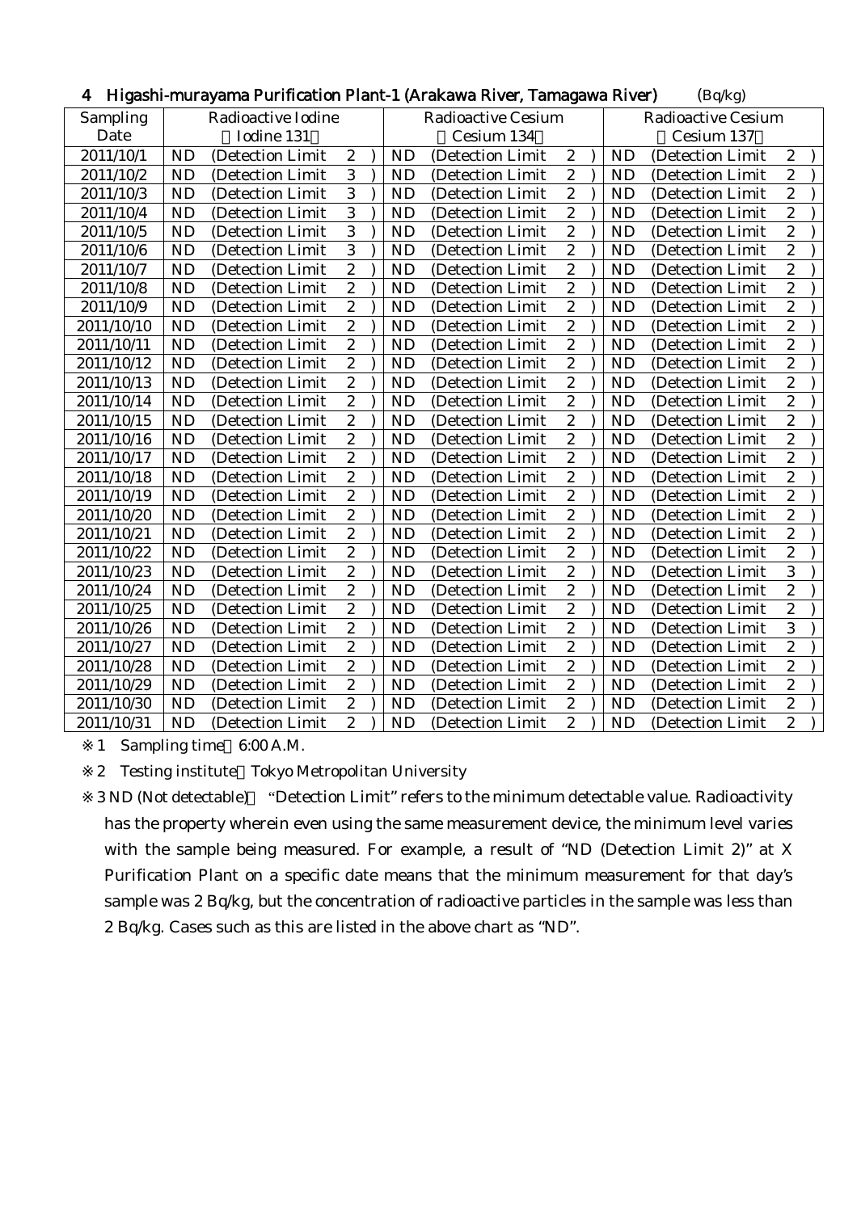### 4 Higashi-murayama Purification Plant-1 (Arakawa River, Tamagawa River) (Bq/kg)

| Sampling Date | Radioactive Iodine (Iodine 131) | Radioactive Cesium (Cesium 134) | Radioactive Cesium (Cesium 137) |
|---|---|---|---|
| 2011/10/1 | ND (Detection Limit 2 ) | ND (Detection Limit 2 ) | ND (Detection Limit 2 ) |
| 2011/10/2 | ND (Detection Limit 3 ) | ND (Detection Limit 2 ) | ND (Detection Limit 2 ) |
| 2011/10/3 | ND (Detection Limit 3 ) | ND (Detection Limit 2 ) | ND (Detection Limit 2 ) |
| 2011/10/4 | ND (Detection Limit 3 ) | ND (Detection Limit 2 ) | ND (Detection Limit 2 ) |
| 2011/10/5 | ND (Detection Limit 3 ) | ND (Detection Limit 2 ) | ND (Detection Limit 2 ) |
| 2011/10/6 | ND (Detection Limit 3 ) | ND (Detection Limit 2 ) | ND (Detection Limit 2 ) |
| 2011/10/7 | ND (Detection Limit 2 ) | ND (Detection Limit 2 ) | ND (Detection Limit 2 ) |
| 2011/10/8 | ND (Detection Limit 2 ) | ND (Detection Limit 2 ) | ND (Detection Limit 2 ) |
| 2011/10/9 | ND (Detection Limit 2 ) | ND (Detection Limit 2 ) | ND (Detection Limit 2 ) |
| 2011/10/10 | ND (Detection Limit 2 ) | ND (Detection Limit 2 ) | ND (Detection Limit 2 ) |
| 2011/10/11 | ND (Detection Limit 2 ) | ND (Detection Limit 2 ) | ND (Detection Limit 2 ) |
| 2011/10/12 | ND (Detection Limit 2 ) | ND (Detection Limit 2 ) | ND (Detection Limit 2 ) |
| 2011/10/13 | ND (Detection Limit 2 ) | ND (Detection Limit 2 ) | ND (Detection Limit 2 ) |
| 2011/10/14 | ND (Detection Limit 2 ) | ND (Detection Limit 2 ) | ND (Detection Limit 2 ) |
| 2011/10/15 | ND (Detection Limit 2 ) | ND (Detection Limit 2 ) | ND (Detection Limit 2 ) |
| 2011/10/16 | ND (Detection Limit 2 ) | ND (Detection Limit 2 ) | ND (Detection Limit 2 ) |
| 2011/10/17 | ND (Detection Limit 2 ) | ND (Detection Limit 2 ) | ND (Detection Limit 2 ) |
| 2011/10/18 | ND (Detection Limit 2 ) | ND (Detection Limit 2 ) | ND (Detection Limit 2 ) |
| 2011/10/19 | ND (Detection Limit 2 ) | ND (Detection Limit 2 ) | ND (Detection Limit 2 ) |
| 2011/10/20 | ND (Detection Limit 2 ) | ND (Detection Limit 2 ) | ND (Detection Limit 2 ) |
| 2011/10/21 | ND (Detection Limit 2 ) | ND (Detection Limit 2 ) | ND (Detection Limit 2 ) |
| 2011/10/22 | ND (Detection Limit 2 ) | ND (Detection Limit 2 ) | ND (Detection Limit 2 ) |
| 2011/10/23 | ND (Detection Limit 2 ) | ND (Detection Limit 2 ) | ND (Detection Limit 3 ) |
| 2011/10/24 | ND (Detection Limit 2 ) | ND (Detection Limit 2 ) | ND (Detection Limit 2 ) |
| 2011/10/25 | ND (Detection Limit 2 ) | ND (Detection Limit 2 ) | ND (Detection Limit 2 ) |
| 2011/10/26 | ND (Detection Limit 2 ) | ND (Detection Limit 2 ) | ND (Detection Limit 3 ) |
| 2011/10/27 | ND (Detection Limit 2 ) | ND (Detection Limit 2 ) | ND (Detection Limit 2 ) |
| 2011/10/28 | ND (Detection Limit 2 ) | ND (Detection Limit 2 ) | ND (Detection Limit 2 ) |
| 2011/10/29 | ND (Detection Limit 2 ) | ND (Detection Limit 2 ) | ND (Detection Limit 2 ) |
| 2011/10/30 | ND (Detection Limit 2 ) | ND (Detection Limit 2 ) | ND (Detection Limit 2 ) |
| 2011/10/31 | ND (Detection Limit 2 ) | ND (Detection Limit 2 ) | ND (Detection Limit 2 ) |

※1 Sampling time 6:00 A.M.

※2 Testing institute Tokyo Metropolitan University

※3 ND (Not detectable) "Detection Limit" refers to the minimum detectable value. Radioactivity has the property wherein even using the same measurement device, the minimum level varies with the sample being measured. For example, a result of "ND (Detection Limit 2)" at X Purification Plant on a specific date means that the minimum measurement for that day's sample was 2 Bq/kg, but the concentration of radioactive particles in the sample was less than 2 Bq/kg. Cases such as this are listed in the above chart as "ND".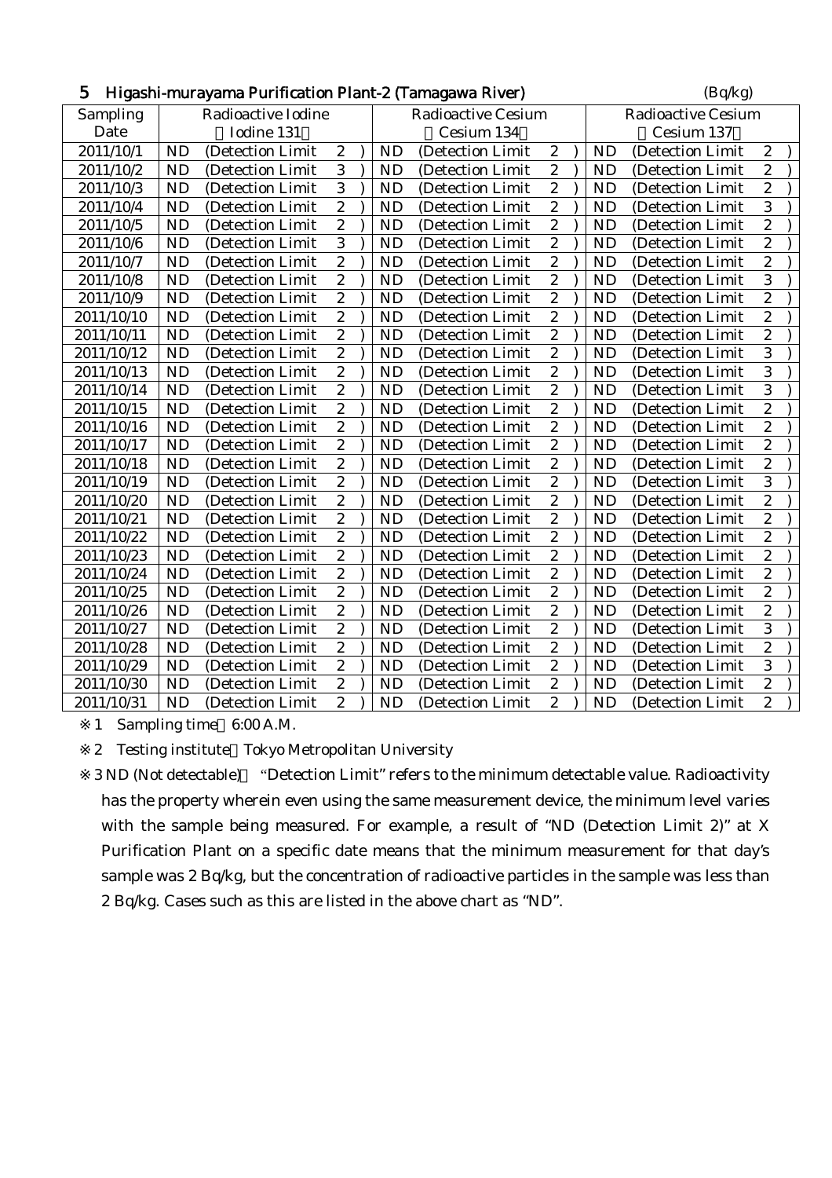## 5 Higashi-murayama Purification Plant-2 (Tamagawa River)

(Bq/kg)

| Sampling Date | Radioactive Iodine (Iodine 131) | Radioactive Cesium (Cesium 134) | Radioactive Cesium (Cesium 137) |
|---|---|---|---|
| 2011/10/1 | ND (Detection Limit 2) | ND (Detection Limit 2) | ND (Detection Limit 2) |
| 2011/10/2 | ND (Detection Limit 3) | ND (Detection Limit 2) | ND (Detection Limit 2) |
| 2011/10/3 | ND (Detection Limit 3) | ND (Detection Limit 2) | ND (Detection Limit 2) |
| 2011/10/4 | ND (Detection Limit 2) | ND (Detection Limit 2) | ND (Detection Limit 3) |
| 2011/10/5 | ND (Detection Limit 2) | ND (Detection Limit 2) | ND (Detection Limit 2) |
| 2011/10/6 | ND (Detection Limit 3) | ND (Detection Limit 2) | ND (Detection Limit 2) |
| 2011/10/7 | ND (Detection Limit 2) | ND (Detection Limit 2) | ND (Detection Limit 2) |
| 2011/10/8 | ND (Detection Limit 2) | ND (Detection Limit 2) | ND (Detection Limit 3) |
| 2011/10/9 | ND (Detection Limit 2) | ND (Detection Limit 2) | ND (Detection Limit 2) |
| 2011/10/10 | ND (Detection Limit 2) | ND (Detection Limit 2) | ND (Detection Limit 2) |
| 2011/10/11 | ND (Detection Limit 2) | ND (Detection Limit 2) | ND (Detection Limit 2) |
| 2011/10/12 | ND (Detection Limit 2) | ND (Detection Limit 2) | ND (Detection Limit 3) |
| 2011/10/13 | ND (Detection Limit 2) | ND (Detection Limit 2) | ND (Detection Limit 3) |
| 2011/10/14 | ND (Detection Limit 2) | ND (Detection Limit 2) | ND (Detection Limit 3) |
| 2011/10/15 | ND (Detection Limit 2) | ND (Detection Limit 2) | ND (Detection Limit 2) |
| 2011/10/16 | ND (Detection Limit 2) | ND (Detection Limit 2) | ND (Detection Limit 2) |
| 2011/10/17 | ND (Detection Limit 2) | ND (Detection Limit 2) | ND (Detection Limit 2) |
| 2011/10/18 | ND (Detection Limit 2) | ND (Detection Limit 2) | ND (Detection Limit 2) |
| 2011/10/19 | ND (Detection Limit 2) | ND (Detection Limit 2) | ND (Detection Limit 3) |
| 2011/10/20 | ND (Detection Limit 2) | ND (Detection Limit 2) | ND (Detection Limit 2) |
| 2011/10/21 | ND (Detection Limit 2) | ND (Detection Limit 2) | ND (Detection Limit 2) |
| 2011/10/22 | ND (Detection Limit 2) | ND (Detection Limit 2) | ND (Detection Limit 2) |
| 2011/10/23 | ND (Detection Limit 2) | ND (Detection Limit 2) | ND (Detection Limit 2) |
| 2011/10/24 | ND (Detection Limit 2) | ND (Detection Limit 2) | ND (Detection Limit 2) |
| 2011/10/25 | ND (Detection Limit 2) | ND (Detection Limit 2) | ND (Detection Limit 2) |
| 2011/10/26 | ND (Detection Limit 2) | ND (Detection Limit 2) | ND (Detection Limit 2) |
| 2011/10/27 | ND (Detection Limit 2) | ND (Detection Limit 2) | ND (Detection Limit 3) |
| 2011/10/28 | ND (Detection Limit 2) | ND (Detection Limit 2) | ND (Detection Limit 2) |
| 2011/10/29 | ND (Detection Limit 2) | ND (Detection Limit 2) | ND (Detection Limit 3) |
| 2011/10/30 | ND (Detection Limit 2) | ND (Detection Limit 2) | ND (Detection Limit 2) |
| 2011/10/31 | ND (Detection Limit 2) | ND (Detection Limit 2) | ND (Detection Limit 2) |

※1 Sampling time 6:00 A.M.

※2 Testing institute Tokyo Metropolitan University

※3 ND (Not detectable) "Detection Limit" refers to the minimum detectable value. Radioactivity has the property wherein even using the same measurement device, the minimum level varies with the sample being measured. For example, a result of "ND (Detection Limit 2)" at X Purification Plant on a specific date means that the minimum measurement for that day's sample was 2 Bq/kg, but the concentration of radioactive particles in the sample was less than 2 Bq/kg. Cases such as this are listed in the above chart as "ND".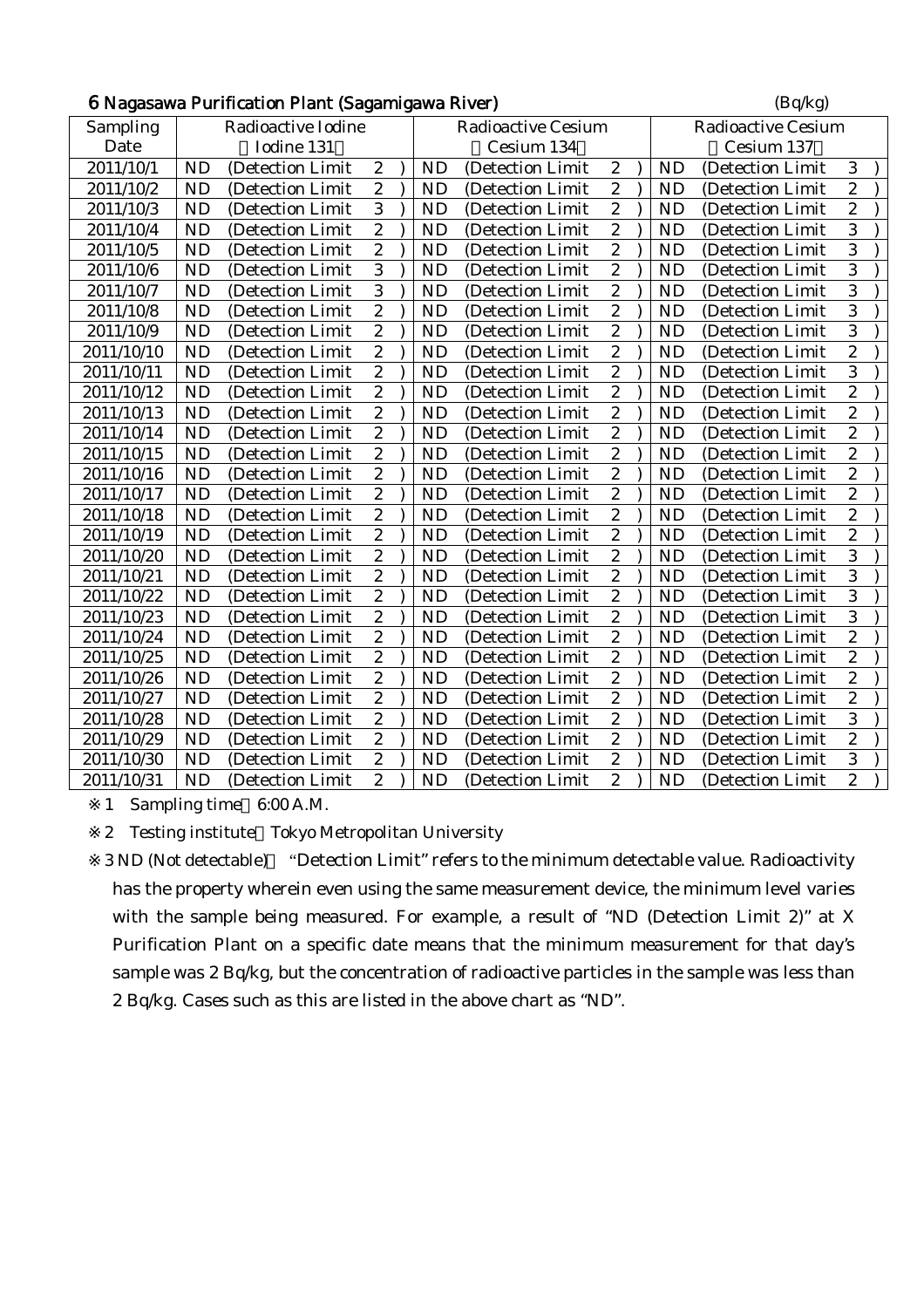## 6 Nagasawa Purification Plant (Sagamigawa River)

(Bq/kg)

| Sampling Date | Radioactive Iodine (Iodine 131) | Radioactive Cesium (Cesium 134) | Radioactive Cesium (Cesium 137) |
|---|---|---|---|
| 2011/10/1 | ND (Detection Limit 2) | ND (Detection Limit 2) | ND (Detection Limit 3) |
| 2011/10/2 | ND (Detection Limit 2) | ND (Detection Limit 2) | ND (Detection Limit 2) |
| 2011/10/3 | ND (Detection Limit 3) | ND (Detection Limit 2) | ND (Detection Limit 2) |
| 2011/10/4 | ND (Detection Limit 2) | ND (Detection Limit 2) | ND (Detection Limit 3) |
| 2011/10/5 | ND (Detection Limit 2) | ND (Detection Limit 2) | ND (Detection Limit 3) |
| 2011/10/6 | ND (Detection Limit 3) | ND (Detection Limit 2) | ND (Detection Limit 3) |
| 2011/10/7 | ND (Detection Limit 3) | ND (Detection Limit 2) | ND (Detection Limit 3) |
| 2011/10/8 | ND (Detection Limit 2) | ND (Detection Limit 2) | ND (Detection Limit 3) |
| 2011/10/9 | ND (Detection Limit 2) | ND (Detection Limit 2) | ND (Detection Limit 3) |
| 2011/10/10 | ND (Detection Limit 2) | ND (Detection Limit 2) | ND (Detection Limit 2) |
| 2011/10/11 | ND (Detection Limit 2) | ND (Detection Limit 2) | ND (Detection Limit 3) |
| 2011/10/12 | ND (Detection Limit 2) | ND (Detection Limit 2) | ND (Detection Limit 2) |
| 2011/10/13 | ND (Detection Limit 2) | ND (Detection Limit 2) | ND (Detection Limit 2) |
| 2011/10/14 | ND (Detection Limit 2) | ND (Detection Limit 2) | ND (Detection Limit 2) |
| 2011/10/15 | ND (Detection Limit 2) | ND (Detection Limit 2) | ND (Detection Limit 2) |
| 2011/10/16 | ND (Detection Limit 2) | ND (Detection Limit 2) | ND (Detection Limit 2) |
| 2011/10/17 | ND (Detection Limit 2) | ND (Detection Limit 2) | ND (Detection Limit 2) |
| 2011/10/18 | ND (Detection Limit 2) | ND (Detection Limit 2) | ND (Detection Limit 2) |
| 2011/10/19 | ND (Detection Limit 2) | ND (Detection Limit 2) | ND (Detection Limit 2) |
| 2011/10/20 | ND (Detection Limit 2) | ND (Detection Limit 2) | ND (Detection Limit 3) |
| 2011/10/21 | ND (Detection Limit 2) | ND (Detection Limit 2) | ND (Detection Limit 3) |
| 2011/10/22 | ND (Detection Limit 2) | ND (Detection Limit 2) | ND (Detection Limit 3) |
| 2011/10/23 | ND (Detection Limit 2) | ND (Detection Limit 2) | ND (Detection Limit 3) |
| 2011/10/24 | ND (Detection Limit 2) | ND (Detection Limit 2) | ND (Detection Limit 2) |
| 2011/10/25 | ND (Detection Limit 2) | ND (Detection Limit 2) | ND (Detection Limit 2) |
| 2011/10/26 | ND (Detection Limit 2) | ND (Detection Limit 2) | ND (Detection Limit 2) |
| 2011/10/27 | ND (Detection Limit 2) | ND (Detection Limit 2) | ND (Detection Limit 2) |
| 2011/10/28 | ND (Detection Limit 2) | ND (Detection Limit 2) | ND (Detection Limit 3) |
| 2011/10/29 | ND (Detection Limit 2) | ND (Detection Limit 2) | ND (Detection Limit 2) |
| 2011/10/30 | ND (Detection Limit 2) | ND (Detection Limit 2) | ND (Detection Limit 3) |
| 2011/10/31 | ND (Detection Limit 2) | ND (Detection Limit 2) | ND (Detection Limit 2) |

※1 Sampling time 6:00 A.M.

※2 Testing institute Tokyo Metropolitan University

※3 ND (Not detectable) "Detection Limit" refers to the minimum detectable value. Radioactivity has the property wherein even using the same measurement device, the minimum level varies with the sample being measured. For example, a result of "ND (Detection Limit 2)" at X Purification Plant on a specific date means that the minimum measurement for that day's sample was 2 Bq/kg, but the concentration of radioactive particles in the sample was less than 2 Bq/kg. Cases such as this are listed in the above chart as "ND".